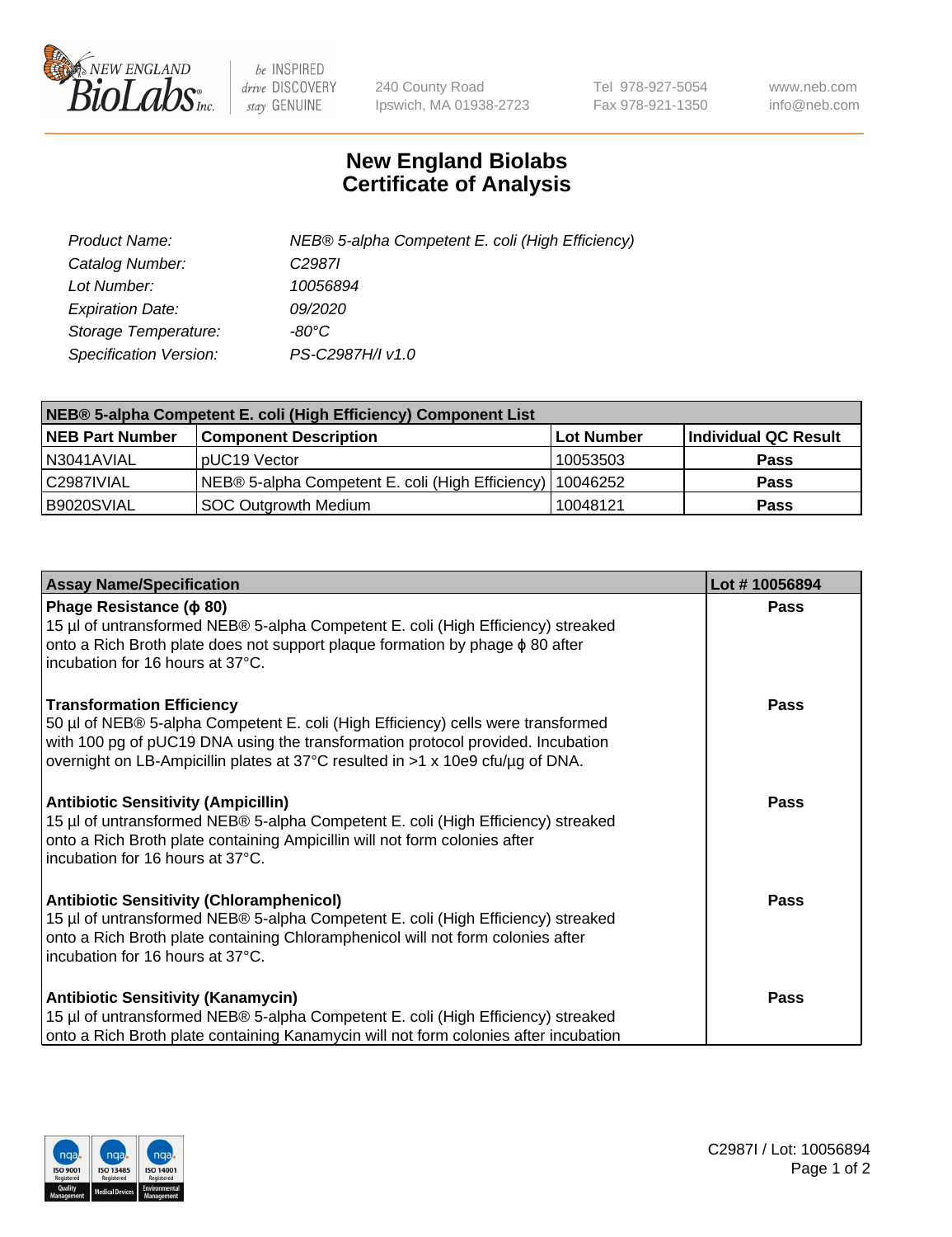# New England Biolabs
# Certificate of Analysis

| | |
|---|---|
| *Product Name:* | *NEB® 5-alpha Competent E. coli (High Efficiency)* |
| *Catalog Number:* | *C2987I* |
| *Lot Number:* | *10056894* |
| *Expiration Date:* | *09/2020* |
| *Storage Temperature:* | *-80°C* |
| *Specification Version:* | *PS-C2987H/I v1.0* |

| NEB® 5-alpha Competent E. coli (High Efficiency) Component List | | | |
|---|---|---|---|
| **NEB Part Number** | **Component Description** | **Lot Number** | **Individual QC Result** |
| N3041AVIAL | pUC19 Vector | 10053503 | **Pass** |
| C2987IVIAL | NEB® 5-alpha Competent E. coli (High Efficiency) | 10046252 | **Pass** |
| B9020SVIAL | SOC Outgrowth Medium | 10048121 | **Pass** |

| Assay Name/Specification | Lot # 10056894 |
|---|---|
| **Phage Resistance (ϕ 80)**<br>15 µl of untransformed NEB® 5-alpha Competent E. coli (High Efficiency) streaked onto a Rich Broth plate does not support plaque formation by phage ϕ 80 after incubation for 16 hours at 37°C. | **Pass** |
| **Transformation Efficiency**<br>50 µl of NEB® 5-alpha Competent E. coli (High Efficiency) cells were transformed with 100 pg of pUC19 DNA using the transformation protocol provided. Incubation overnight on LB-Ampicillin plates at 37°C resulted in >1 x 10e9 cfu/µg of DNA. | **Pass** |
| **Antibiotic Sensitivity (Ampicillin)**<br>15 µl of untransformed NEB® 5-alpha Competent E. coli (High Efficiency) streaked onto a Rich Broth plate containing Ampicillin will not form colonies after incubation for 16 hours at 37°C. | **Pass** |
| **Antibiotic Sensitivity (Chloramphenicol)**<br>15 µl of untransformed NEB® 5-alpha Competent E. coli (High Efficiency) streaked onto a Rich Broth plate containing Chloramphenicol will not form colonies after incubation for 16 hours at 37°C. | **Pass** |
| **Antibiotic Sensitivity (Kanamycin)**<br>15 µl of untransformed NEB® 5-alpha Competent E. coli (High Efficiency) streaked onto a Rich Broth plate containing Kanamycin will not form colonies after incubation | **Pass** |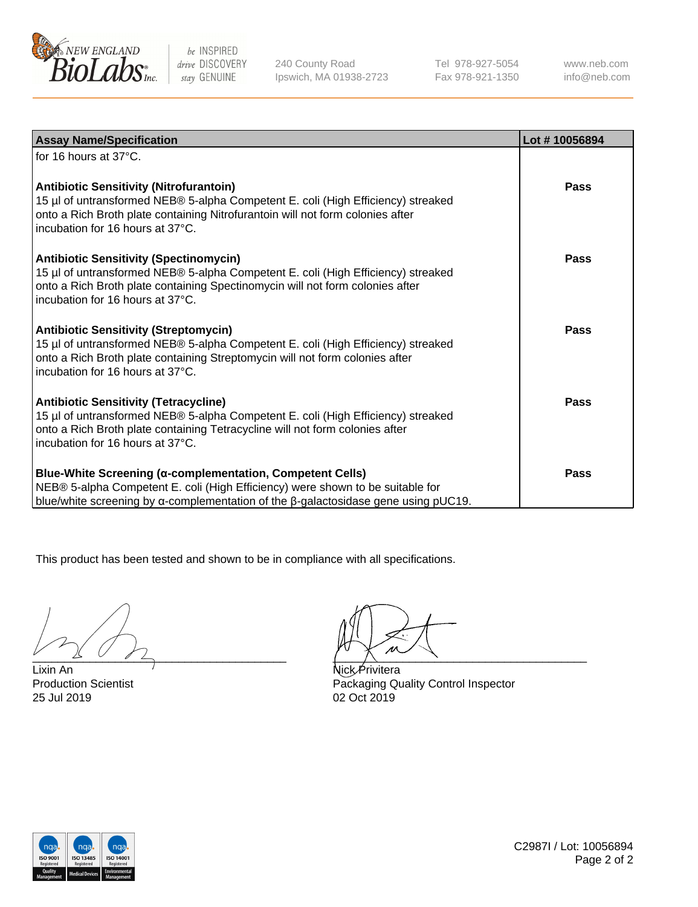| Assay Name/Specification | Lot # 10056894 |
|---|---|
| for 16 hours at 37°C. | |
| **Antibiotic Sensitivity (Nitrofurantoin)**<br>15 µl of untransformed NEB® 5-alpha Competent E. coli (High Efficiency) streaked onto a Rich Broth plate containing Nitrofurantoin will not form colonies after incubation for 16 hours at 37°C. | **Pass** |
| **Antibiotic Sensitivity (Spectinomycin)**<br>15 µl of untransformed NEB® 5-alpha Competent E. coli (High Efficiency) streaked onto a Rich Broth plate containing Spectinomycin will not form colonies after incubation for 16 hours at 37°C. | **Pass** |
| **Antibiotic Sensitivity (Streptomycin)**<br>15 µl of untransformed NEB® 5-alpha Competent E. coli (High Efficiency) streaked onto a Rich Broth plate containing Streptomycin will not form colonies after incubation for 16 hours at 37°C. | **Pass** |
| **Antibiotic Sensitivity (Tetracycline)**<br>15 µl of untransformed NEB® 5-alpha Competent E. coli (High Efficiency) streaked onto a Rich Broth plate containing Tetracycline will not form colonies after incubation for 16 hours at 37°C. | **Pass** |
| **Blue-White Screening (α-complementation, Competent Cells)**<br>NEB® 5-alpha Competent E. coli (High Efficiency) were shown to be suitable for blue/white screening by α-complementation of the β-galactosidase gene using pUC19. | **Pass** |

This product has been tested and shown to be in compliance with all specifications.

Lixin An
Production Scientist
25 Jul 2019

Nick Privitera
Packaging Quality Control Inspector
02 Oct 2019

C2987I / Lot: 10056894